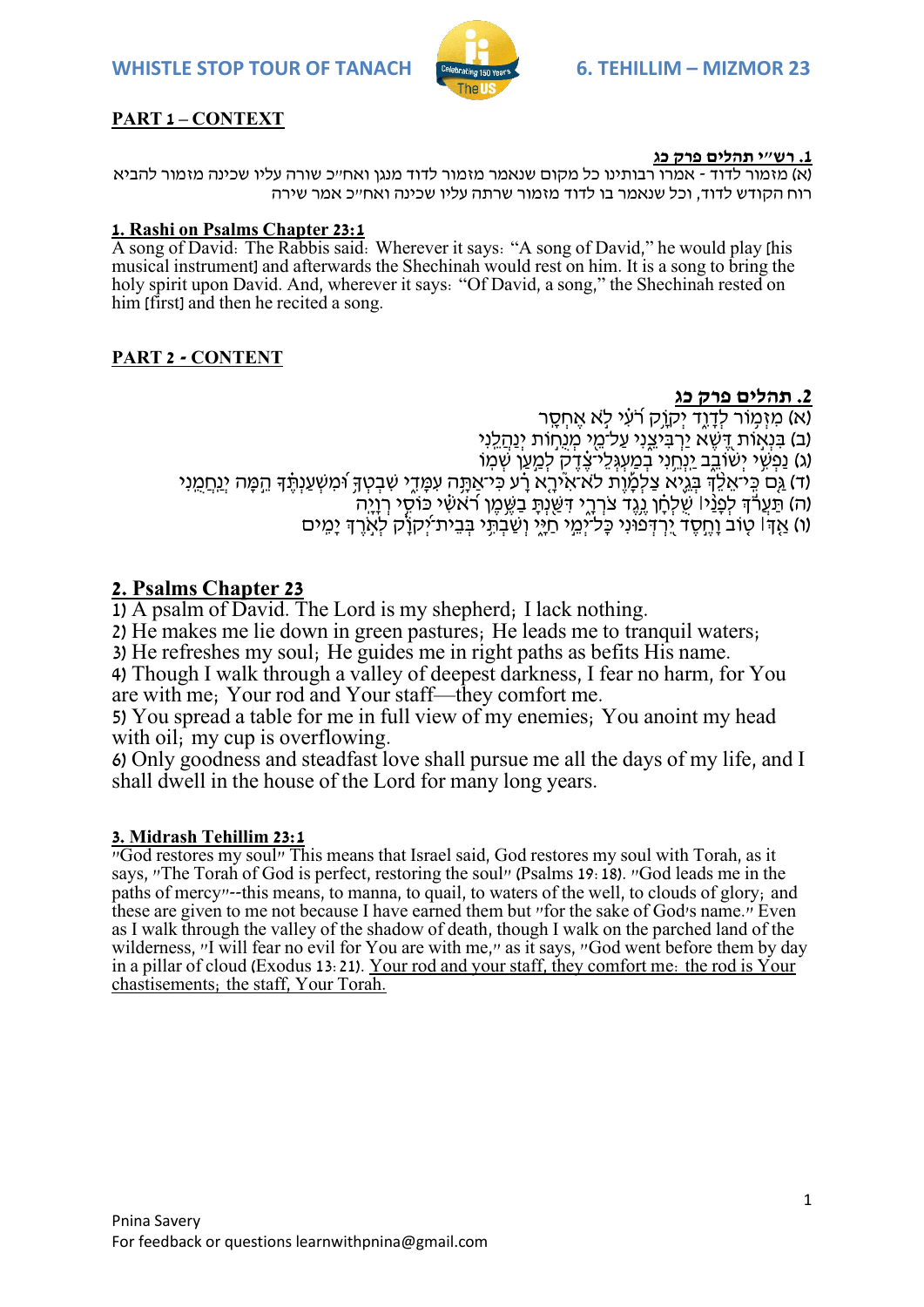**PART 1 – CONTEXT**

**1. רש"י תהלים פרק כג**

(א) מזמור לדוד - אמרו רבותינו כל מקום שנאמר מזמור לדוד מנגן ואח"כ שורה עליו שכינה מזמור להביא רוח הקודש לדוד, וכל שנאמר בו לדוד מזמור שרתה עליו שכינה ואח"כ אמר שירה

**1. Rashi on Psalms Chapter 23:1**

A song of David: The Rabbis said: Wherever it says: "A song of David," he would play [his musical instrument] and afterwards the Shechinah would rest on him. It is a song to bring the holy spirit upon David. And, wherever it says: "Of David, a song," the Shechinah rested on him [first] and then he recited a song.

**PART 2 - CONTENT**

**2. תהלים פרק כג**

(א) מִזְמ֥וֹר לְדָוִ֑ד יְהֹוָ֥ה רֹ֝עִ֗י לֹ֣א אֶחְסָֽר

(ב) בִּנְא֣וֹת דֶּ֭שֶׁא יַרְבִּיצֵ֑נִי עַל־מֵ֖י מְנֻח֣וֹת יְנַהֲלֵֽנִי

(ג) נַפְשִׁ֥י יְשׁוֹבֵ֑ב יַֽנְחֵ֥נִי בְמַעְגְּלֵי־צֶ֝֗דֶק לְמַ֣עַן שְׁמֽוֹ

(ד) גַּ֤ם כִּֽי־אֵלֵ֨ךְ בְּגֵ֪יא צַלְמָ֡וֶת לֹא־אִ֘ירָ֤א רָ֗ע כִּי־אַתָּ֥ה עִמָּדִ֑י שִׁבְטְךָ֥ וּ֝מִשְׁעַנְתֶּ֗ךָ הֵ֣מָּה יְנַֽחֲמֻֽנִי

(ה) תַּעֲרֹ֬ךְ לְפָנַ֨י ׀ שֻׁלְחָ֗ן נֶ֥גֶד צֹרְרָ֑י דִּשַּׁ֖נְתָּ בַשֶּׁ֥מֶן רֹ֝אשִׁ֗י כּוֹסִ֥י רְוָיָֽה

(ו) אַ֤ךְ ׀ ט֤וֹב וָחֶ֣סֶד יִ֭רְדְּפוּנִי כָּל־יְמֵ֣י חַיָּ֑י וְשַׁבְתִּ֥י בְּבֵית־יְ֝הֹוָ֗ה לְאֹ֣רֶךְ יָמִֽים

**2. Psalms Chapter 23**

1) A psalm of David. The Lord is my shepherd; I lack nothing.
2) He makes me lie down in green pastures; He leads me to tranquil waters;
3) He refreshes my soul; He guides me in right paths as befits His name.
4) Though I walk through a valley of deepest darkness, I fear no harm, for You are with me; Your rod and Your staff—they comfort me.
5) You spread a table for me in full view of my enemies; You anoint my head with oil; my cup is overflowing.
6) Only goodness and steadfast love shall pursue me all the days of my life, and I shall dwell in the house of the Lord for many long years.

**3. Midrash Tehillim 23:1**

"God restores my soul" This means that Israel said, God restores my soul with Torah, as it says, "The Torah of God is perfect, restoring the soul" (Psalms 19:18). "God leads me in the paths of mercy"--this means, to manna, to quail, to waters of the well, to clouds of glory; and these are given to me not because I have earned them but "for the sake of God's name." Even as I walk through the valley of the shadow of death, though I walk on the parched land of the wilderness, "I will fear no evil for You are with me," as it says, "God went before them by day in a pillar of cloud (Exodus 13:21). Your rod and your staff, they comfort me: the rod is Your chastisements; the staff, Your Torah.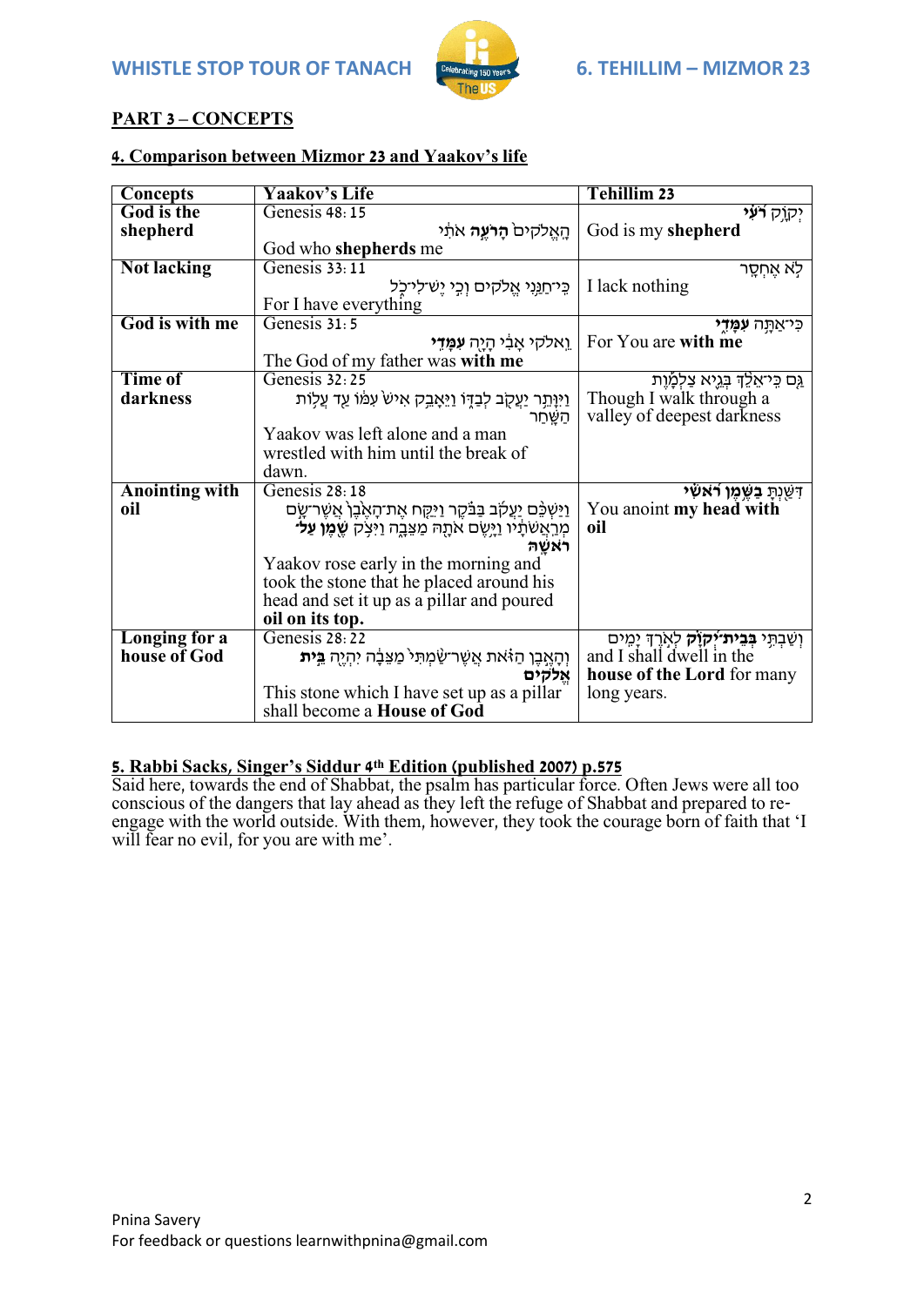## PART 3 – CONCEPTS

### 4. Comparison between Mizmor 23 and Yaakov's life

| Concepts | Yaakov's Life | Tehillim 23 |
|---|---|---|
| **God is the shepherd** | Genesis 48: 15<br>הָאֱלֹקִים֙ **הָרֹעֶ֣ה** אֹתִ֔י<br>God who **shepherds** me | יְקֹוָ֥ק **רֹ֝עִ֗י**<br>God is my **shepherd** |
| **Not lacking** | Genesis 33: 11<br>כִּֽי־חַנַּ֥נִי אֱלֹקִ֖ים וְכִ֣י יֶשׁ־לִי־כֹ֑ל<br>For I have everything | לֹ֣א אֶחְסָֽר<br>I lack nothing |
| **God is with me** | Genesis 31: 5<br>וֵאלֹקֵ֣י אָבִ֔י הָיָ֖ה **עִמָּדִֽי**<br>The God of my father was **with me** | כִּי־אַתָּ֥ה **עִמָּדִ֑י**<br>For You are **with me** |
| **Time of darkness** | Genesis 32: 25<br>וַיִּוָּתֵ֥ר יַעֲקֹ֖ב לְבַדּ֑וֹ וַיֵּאָבֵ֥ק אִישׁ֙ עִמּ֔וֹ עַ֖ד עֲל֥וֹת הַשָּֽׁחַר<br>Yaakov was left alone and a man wrestled with him until the break of dawn. | גַּ֤ם כִּֽי־אֵלֵ֨ךְ בְּגֵ֪יא צַלְמָ֡וֶת<br>Though I walk through a valley of deepest darkness |
| **Anointing with oil** | Genesis 28: 18<br>וַיַּשְׁכֵּ֨ם יַעֲקֹ֜ב בַּבֹּ֗קֶר וַיִּקַּ֤ח אֶת־הָאֶ֙בֶן֙ אֲשֶׁר־שָׂ֣ם מְרַֽאֲשֹׁתָ֔יו וַיָּ֥שֶׂם אֹתָ֖הּ מַצֵּבָ֑ה וַיִּצֹ֥ק **שֶׁ֖מֶן עַל־רֹאשָֽׁהּ**<br>Yaakov rose early in the morning and took the stone that he placed around his head and set it up as a pillar and poured **oil on its top.** | דִּשַּׁ֣נְתָּ **בַשֶּׁ֣מֶן רֹ֝אשִׁ֗י**<br>You anoint **my head with oil** |
| **Longing for a house of God** | Genesis 28: 22<br>וְהָאֶ֣בֶן הַזֹּ֗את אֲשֶׁר־שַׂ֙מְתִּי֙ מַצֵּבָ֔ה יִהְיֶ֖ה **בֵּ֣ית אֱלֹקִ֑ים**<br>This stone which I have set up as a pillar shall become a **House of God** | וְשַׁבְתִּ֥י **בְּבֵית־יְ֝קֹוָ֗ק** לְאֹ֣רֶךְ יָמִֽים<br>and I shall dwell in the **house of the Lord** for many long years. |

### 5. Rabbi Sacks, Singer's Siddur 4th Edition (published 2007) p.575

Said here, towards the end of Shabbat, the psalm has particular force. Often Jews were all too conscious of the dangers that lay ahead as they left the refuge of Shabbat and prepared to re-engage with the world outside. With them, however, they took the courage born of faith that 'I will fear no evil, for you are with me'.

Pnina Savery
For feedback or questions learnwithpnina@gmail.com